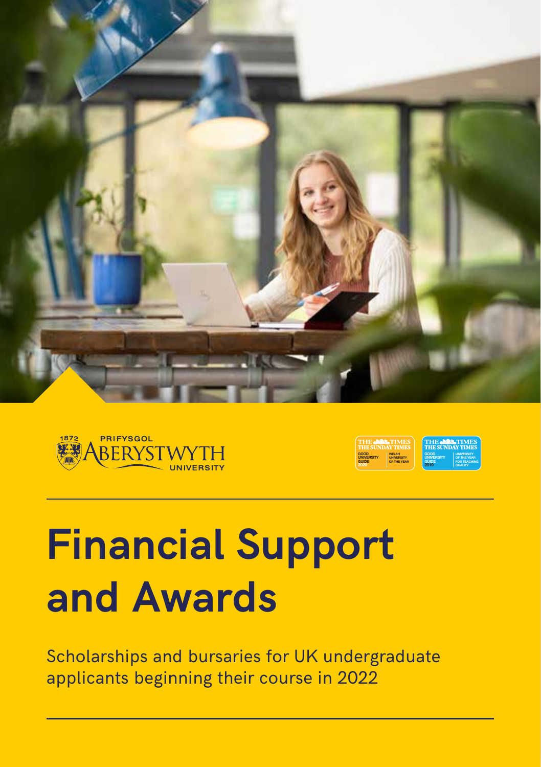# Financial Support and Awards

Scholarships and bursaries for UK undergraduate applicants beginning their course in 2022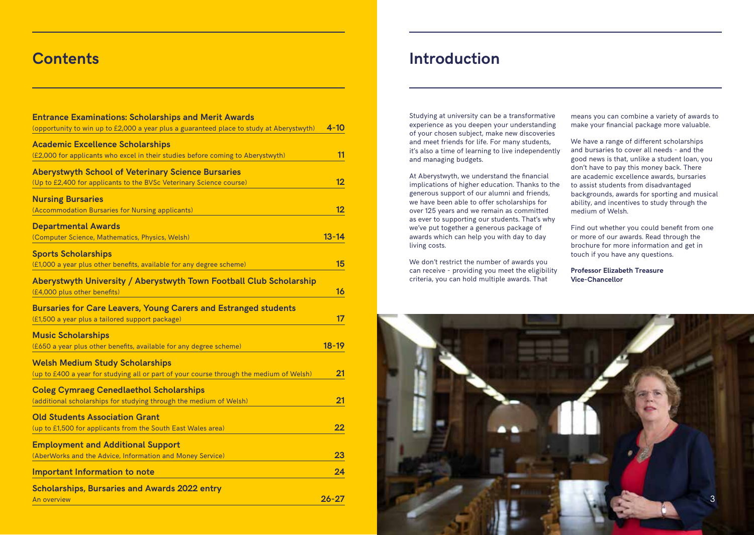## Contents

| | |
|---|---|
| **Entrance Examinations: Scholarships and Merit Awards** (opportunity to win up to £2,000 a year plus a guaranteed place to study at Aberystwyth) | 4-10 |
| **Academic Excellence Scholarships** (£2,000 for applicants who excel in their studies before coming to Aberystwyth) | 11 |
| **Aberystwyth School of Veterinary Science Bursaries** (Up to £2,400 for applicants to the BVSc Veterinary Science course) | 12 |
| **Nursing Bursaries** (Accommodation Bursaries for Nursing applicants) | 12 |
| **Departmental Awards** (Computer Science, Mathematics, Physics, Welsh) | 13-14 |
| **Sports Scholarships** (£1,000 a year plus other benefits, available for any degree scheme) | 15 |
| **Aberystwyth University / Aberystwyth Town Football Club Scholarship** (£4,000 plus other benefits) | 16 |
| **Bursaries for Care Leavers, Young Carers and Estranged students** (£1,500 a year plus a tailored support package) | 17 |
| **Music Scholarships** (£650 a year plus other benefits, available for any degree scheme) | 18-19 |
| **Welsh Medium Study Scholarships** (up to £400 a year for studying all or part of your course through the medium of Welsh) | 21 |
| **Coleg Cymraeg Cenedlaethol Scholarships** (additional scholarships for studying through the medium of Welsh) | 21 |
| **Old Students Association Grant** (up to £1,500 for applicants from the South East Wales area) | 22 |
| **Employment and Additional Support** (AberWorks and the Advice, Information and Money Service) | 23 |
| **Important Information to note** | 24 |
| **Scholarships, Bursaries and Awards 2022 entry** An overview | 26-27 |

## Introduction

Studying at university can be a transformative experience as you deepen your understanding of your chosen subject, make new discoveries and meet friends for life. For many students, it's also a time of learning to live independently and managing budgets.

At Aberystwyth, we understand the financial implications of higher education. Thanks to the generous support of our alumni and friends, we have been able to offer scholarships for over 125 years and we remain as committed as ever to supporting our students. That's why we've put together a generous package of awards which can help you with day to day living costs.

We don't restrict the number of awards you can receive - providing you meet the eligibility criteria, you can hold multiple awards. That means you can combine a variety of awards to make your financial package more valuable.

We have a range of different scholarships and bursaries to cover all needs - and the good news is that, unlike a student loan, you don't have to pay this money back. There are academic excellence awards, bursaries to assist students from disadvantaged backgrounds, awards for sporting and musical ability, and incentives to study through the medium of Welsh.

Find out whether you could benefit from one or more of our awards. Read through the brochure for more information and get in touch if you have any questions.

**Professor Elizabeth Treasure**
**Vice-Chancellor**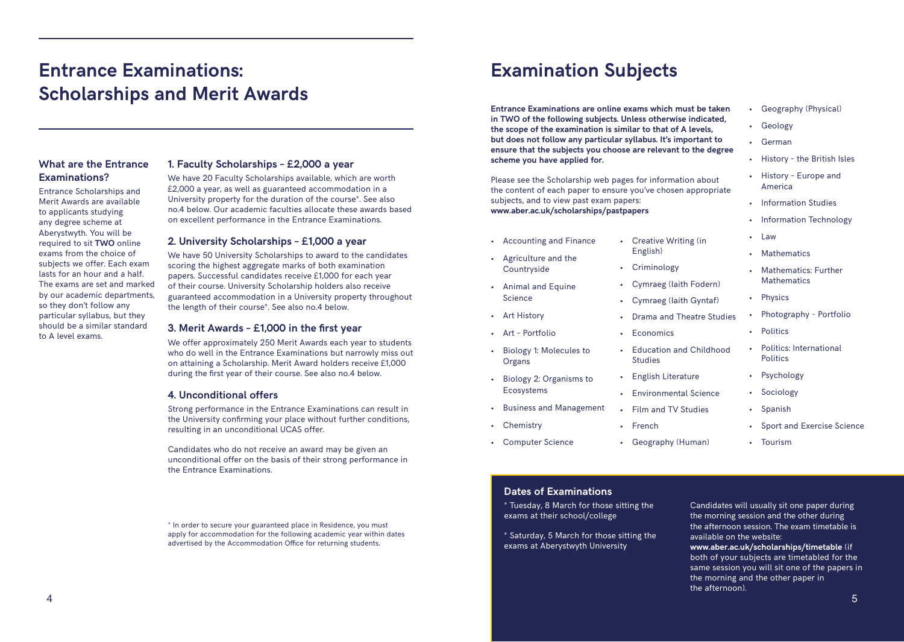# Entrance Examinations: Scholarships and Merit Awards

## What are the Entrance Examinations?

Entrance Scholarships and Merit Awards are available to applicants studying any degree scheme at Aberystwyth. You will be required to sit **TWO** online exams from the choice of subjects we offer. Each exam lasts for an hour and a half. The exams are set and marked by our academic departments, so they don't follow any particular syllabus, but they should be a similar standard to A level exams.

### 1. Faculty Scholarships – £2,000 a year

We have 20 Faculty Scholarships available, which are worth £2,000 a year, as well as guaranteed accommodation in a University property for the duration of the course*. See also no.4 below. Our academic faculties allocate these awards based on excellent performance in the Entrance Examinations.

### 2. University Scholarships – £1,000 a year

We have 50 University Scholarships to award to the candidates scoring the highest aggregate marks of both examination papers. Successful candidates receive £1,000 for each year of their course. University Scholarship holders also receive guaranteed accommodation in a University property throughout the length of their course*. See also no.4 below.

### 3. Merit Awards – £1,000 in the first year

We offer approximately 250 Merit Awards each year to students who do well in the Entrance Examinations but narrowly miss out on attaining a Scholarship. Merit Award holders receive £1,000 during the first year of their course. See also no.4 below.

### 4. Unconditional offers

Strong performance in the Entrance Examinations can result in the University confirming your place without further conditions, resulting in an unconditional UCAS offer.

Candidates who do not receive an award may be given an unconditional offer on the basis of their strong performance in the Entrance Examinations.

* In order to secure your guaranteed place in Residence, you must apply for accommodation for the following academic year within dates advertised by the Accommodation Office for returning students.

# Examination Subjects

**Entrance Examinations are online exams which must be taken in TWO of the following subjects. Unless otherwise indicated, the scope of the examination is similar to that of A levels, but does not follow any particular syllabus. It's important to ensure that the subjects you choose are relevant to the degree scheme you have applied for.**

Please see the Scholarship web pages for information about the content of each paper to ensure you've chosen appropriate subjects, and to view past exam papers:
**www.aber.ac.uk/scholarships/pastpapers**

- Accounting and Finance
- Agriculture and the Countryside
- Animal and Equine Science
- Art History
- Art – Portfolio
- Biology 1: Molecules to Organs
- Biology 2: Organisms to Ecosystems
- Business and Management
- Chemistry
- Computer Science
- Creative Writing (in English)
- Criminology
- Cymraeg (Iaith Fodern)
- Cymraeg (Iaith Gyntaf)
- Drama and Theatre Studies
- Economics
- Education and Childhood Studies
- English Literature
- Environmental Science
- Film and TV Studies
- French
- Geography (Human)
- Geography (Physical)
- Geology
- German
- History – the British Isles
- History – Europe and America
- Information Studies
- Information Technology
- Law
- Mathematics
- Mathematics: Further Mathematics
- Physics
- Photography - Portfolio
- Politics
- Politics: International Politics
- Psychology
- Sociology
- Spanish
- Sport and Exercise Science
- Tourism

## Dates of Examinations

* Tuesday, 8 March for those sitting the exams at their school/college

* Saturday, 5 March for those sitting the exams at Aberystwyth University

Candidates will usually sit one paper during the morning session and the other during the afternoon session. The exam timetable is available on the website:
**www.aber.ac.uk/scholarships/timetable** (if both of your subjects are timetabled for the same session you will sit one of the papers in the morning and the other paper in the afternoon).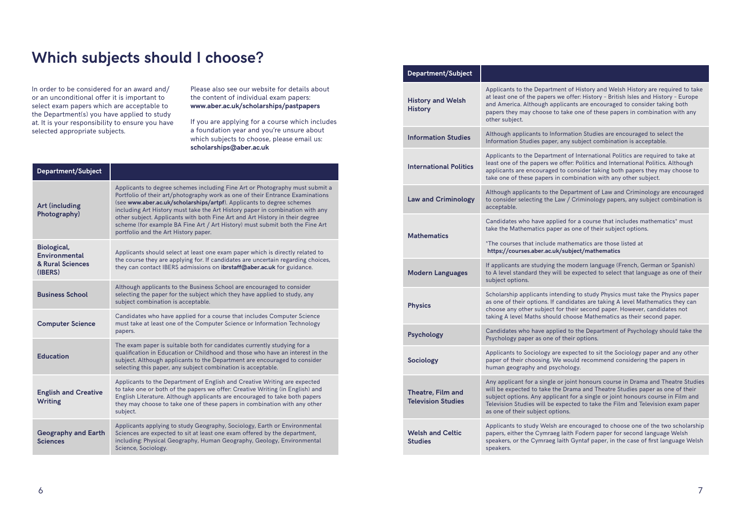# Which subjects should I choose?

In order to be considered for an award and/or an unconditional offer it is important to select exam papers which are acceptable to the Department(s) you have applied to study at. It is your responsibility to ensure you have selected appropriate subjects.

Please also see our website for details about the content of individual exam papers: **www.aber.ac.uk/scholarships/pastpapers**

If you are applying for a course which includes a foundation year and you're unsure about which subjects to choose, please email us: **scholarships@aber.ac.uk**

| Department/Subject | |
|---|---|
| **Art (including Photography)** | Applicants to degree schemes including Fine Art or Photography must submit a Portfolio of their art/photography work as one of their Entrance Examinations (see **www.aber.ac.uk/scholarships/artpf**). Applicants to degree schemes including Art History must take the Art History paper in combination with any other subject. Applicants with both Fine Art and Art History in their degree scheme (for example BA Fine Art / Art History) must submit both the Fine Art portfolio and the Art History paper. |
| **Biological, Environmental & Rural Sciences (IBERS)** | Applicants should select at least one exam paper which is directly related to the course they are applying for. If candidates are uncertain regarding choices, they can contact IBERS admissions on **ibrstaff@aber.ac.uk** for guidance. |
| **Business School** | Although applicants to the Business School are encouraged to consider selecting the paper for the subject which they have applied to study, any subject combination is acceptable. |
| **Computer Science** | Candidates who have applied for a course that includes Computer Science must take at least one of the Computer Science or Information Technology papers. |
| **Education** | The exam paper is suitable both for candidates currently studying for a qualification in Education or Childhood and those who have an interest in the subject. Although applicants to the Department are encouraged to consider selecting this paper, any subject combination is acceptable. |
| **English and Creative Writing** | Applicants to the Department of English and Creative Writing are expected to take one or both of the papers we offer: Creative Writing (in English) and English Literature. Although applicants are encouraged to take both papers they may choose to take one of these papers in combination with any other subject. |
| **Geography and Earth Sciences** | Applicants applying to study Geography, Sociology, Earth or Environmental Sciences are expected to sit at least one exam offered by the department, including: Physical Geography, Human Geography, Geology, Environmental Science, Sociology. |
| **History and Welsh History** | Applicants to the Department of History and Welsh History are required to take at least one of the papers we offer: History - British Isles and History - Europe and America. Although applicants are encouraged to consider taking both papers they may choose to take one of these papers in combination with any other subject. |
| **Information Studies** | Although applicants to Information Studies are encouraged to select the Information Studies paper, any subject combination is acceptable. |
| **International Politics** | Applicants to the Department of International Politics are required to take at least one of the papers we offer: Politics and International Politics. Although applicants are encouraged to consider taking both papers they may choose to take one of these papers in combination with any other subject. |
| **Law and Criminology** | Although applicants to the Department of Law and Criminology are encouraged to consider selecting the Law / Criminology papers, any subject combination is acceptable. |
| **Mathematics** | Candidates who have applied for a course that includes mathematics* must take the Mathematics paper as one of their subject options.<br><br>*The courses that include mathematics are those listed at **https://courses.aber.ac.uk/subject/mathematics** |
| **Modern Languages** | If applicants are studying the modern language (French, German or Spanish) to A level standard they will be expected to select that language as one of their subject options. |
| **Physics** | Scholarship applicants intending to study Physics must take the Physics paper as one of their options. If candidates are taking A level Mathematics they can choose any other subject for their second paper. However, candidates not taking A level Maths should choose Mathematics as their second paper. |
| **Psychology** | Candidates who have applied to the Department of Psychology should take the Psychology paper as one of their options. |
| **Sociology** | Applicants to Sociology are expected to sit the Sociology paper and any other paper of their choosing. We would recommend considering the papers in human geography and psychology. |
| **Theatre, Film and Television Studies** | Any applicant for a single or joint honours course in Drama and Theatre Studies will be expected to take the Drama and Theatre Studies paper as one of their subject options. Any applicant for a single or joint honours course in Film and Television Studies will be expected to take the Film and Television exam paper as one of their subject options. |
| **Welsh and Celtic Studies** | Applicants to study Welsh are encouraged to choose one of the two scholarship papers, either the Cymraeg Iaith Fodern paper for second language Welsh speakers, or the Cymraeg Iaith Gyntaf paper, in the case of first language Welsh speakers. |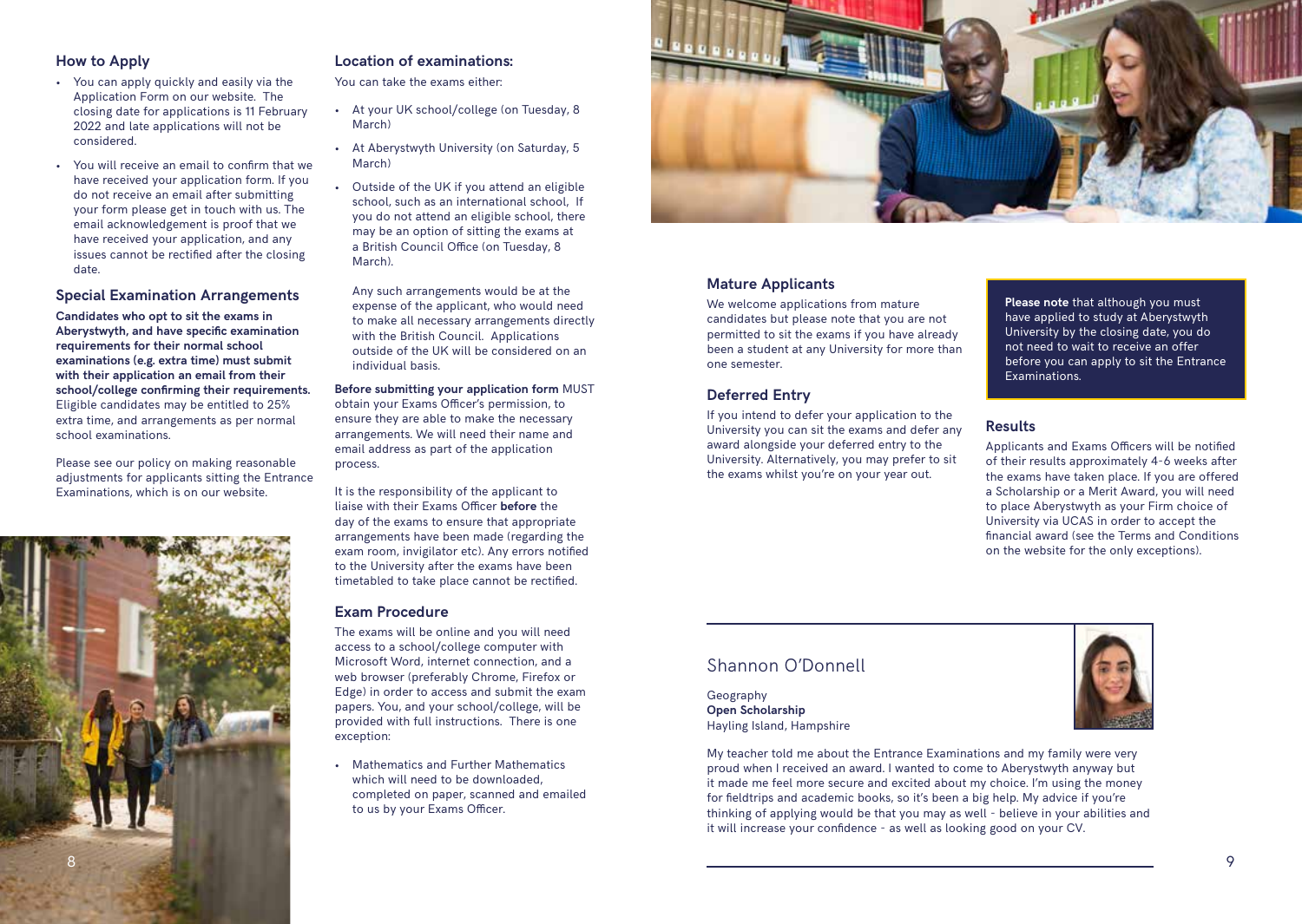## How to Apply

- You can apply quickly and easily via the Application Form on our website. The closing date for applications is 11 February 2022 and late applications will not be considered.
- You will receive an email to confirm that we have received your application form. If you do not receive an email after submitting your form please get in touch with us. The email acknowledgement is proof that we have received your application, and any issues cannot be rectified after the closing date.

## Special Examination Arrangements

**Candidates who opt to sit the exams in Aberystwyth, and have specific examination requirements for their normal school examinations (e.g. extra time) must submit with their application an email from their school/college confirming their requirements.** Eligible candidates may be entitled to 25% extra time, and arrangements as per normal school examinations.

Please see our policy on making reasonable adjustments for applicants sitting the Entrance Examinations, which is on our website.

## Location of examinations:

You can take the exams either:

- At your UK school/college (on Tuesday, 8 March)
- At Aberystwyth University (on Saturday, 5 March)
- Outside of the UK if you attend an eligible school, such as an international school, If you do not attend an eligible school, there may be an option of sitting the exams at a British Council Office (on Tuesday, 8 March).

  Any such arrangements would be at the expense of the applicant, who would need to make all necessary arrangements directly with the British Council. Applications outside of the UK will be considered on an individual basis.

**Before submitting your application form** MUST obtain your Exams Officer's permission, to ensure they are able to make the necessary arrangements. We will need their name and email address as part of the application process.

It is the responsibility of the applicant to liaise with their Exams Officer **before** the day of the exams to ensure that appropriate arrangements have been made (regarding the exam room, invigilator etc). Any errors notified to the University after the exams have been timetabled to take place cannot be rectified.

## Exam Procedure

The exams will be online and you will need access to a school/college computer with Microsoft Word, internet connection, and a web browser (preferably Chrome, Firefox or Edge) in order to access and submit the exam papers. You, and your school/college, will be provided with full instructions. There is one exception:

- Mathematics and Further Mathematics which will need to be downloaded, completed on paper, scanned and emailed to us by your Exams Officer.

## Mature Applicants

We welcome applications from mature candidates but please note that you are not permitted to sit the exams if you have already been a student at any University for more than one semester.

## Deferred Entry

If you intend to defer your application to the University you can sit the exams and defer any award alongside your deferred entry to the University. Alternatively, you may prefer to sit the exams whilst you're on your year out.

**Please note** that although you must have applied to study at Aberystwyth University by the closing date, you do not need to wait to receive an offer before you can apply to sit the Entrance Examinations.

## Results

Applicants and Exams Officers will be notified of their results approximately 4-6 weeks after the exams have taken place. If you are offered a Scholarship or a Merit Award, you will need to place Aberystwyth as your Firm choice of University via UCAS in order to accept the financial award (see the Terms and Conditions on the website for the only exceptions).

### Shannon O'Donnell

Geography
**Open Scholarship**
Hayling Island, Hampshire

My teacher told me about the Entrance Examinations and my family were very proud when I received an award. I wanted to come to Aberystwyth anyway but it made me feel more secure and excited about my choice. I'm using the money for fieldtrips and academic books, so it's been a big help. My advice if you're thinking of applying would be that you may as well - believe in your abilities and it will increase your confidence - as well as looking good on your CV.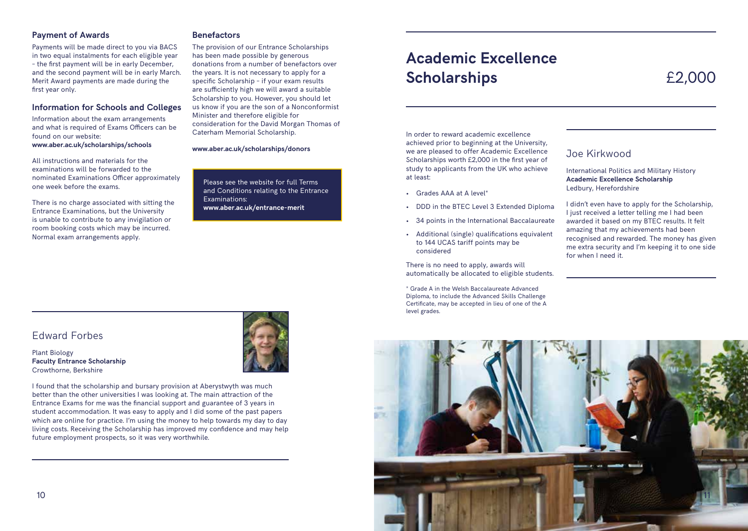### Payment of Awards

Payments will be made direct to you via BACS in two equal instalments for each eligible year – the first payment will be in early December, and the second payment will be in early March. Merit Award payments are made during the first year only.

### Information for Schools and Colleges

Information about the exam arrangements and what is required of Exams Officers can be found on our website:
**www.aber.ac.uk/scholarships/schools**

All instructions and materials for the examinations will be forwarded to the nominated Examinations Officer approximately one week before the exams.

There is no charge associated with sitting the Entrance Examinations, but the University is unable to contribute to any invigilation or room booking costs which may be incurred. Normal exam arrangements apply.

### Benefactors

The provision of our Entrance Scholarships has been made possible by generous donations from a number of benefactors over the years. It is not necessary to apply for a specific Scholarship – if your exam results are sufficiently high we will award a suitable Scholarship to you. However, you should let us know if you are the son of a Nonconformist Minister and therefore eligible for consideration for the David Morgan Thomas of Caterham Memorial Scholarship.

**www.aber.ac.uk/scholarships/donors**

Please see the website for full Terms and Conditions relating to the Entrance Examinations:
**www.aber.ac.uk/entrance-merit**

## Edward Forbes

Plant Biology
**Faculty Entrance Scholarship**
Crowthorne, Berkshire

I found that the scholarship and bursary provision at Aberystwyth was much better than the other universities I was looking at. The main attraction of the Entrance Exams for me was the financial support and guarantee of 3 years in student accommodation. It was easy to apply and I did some of the past papers which are online for practice. I'm using the money to help towards my day to day living costs. Receiving the Scholarship has improved my confidence and may help future employment prospects, so it was very worthwhile.

# Academic Excellence Scholarships £2,000

In order to reward academic excellence achieved prior to beginning at the University, we are pleased to offer Academic Excellence Scholarships worth £2,000 in the first year of study to applicants from the UK who achieve at least:

- Grades AAA at A level*
- DDD in the BTEC Level 3 Extended Diploma
- 34 points in the International Baccalaureate
- Additional (single) qualifications equivalent to 144 UCAS tariff points may be considered

There is no need to apply, awards will automatically be allocated to eligible students.

* Grade A in the Welsh Baccalaureate Advanced Diploma, to include the Advanced Skills Challenge Certificate, may be accepted in lieu of one of the A level grades.

## Joe Kirkwood

International Politics and Military History
**Academic Excellence Scholarship**
Ledbury, Herefordshire

I didn't even have to apply for the Scholarship, I just received a letter telling me I had been awarded it based on my BTEC results. It felt amazing that my achievements had been recognised and rewarded. The money has given me extra security and I'm keeping it to one side for when I need it.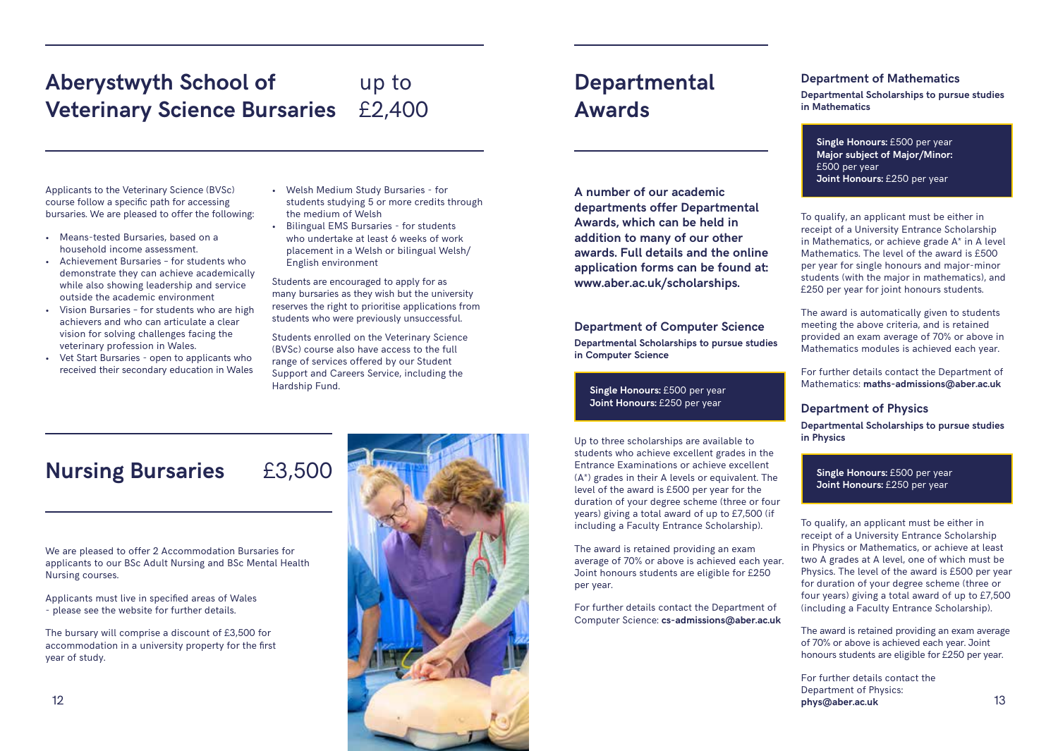## Aberystwyth School of Veterinary Science Bursaries up to £2,400

Applicants to the Veterinary Science (BVSc) course follow a specific path for accessing bursaries. We are pleased to offer the following:

- Means-tested Bursaries, based on a household income assessment.
- Achievement Bursaries - for students who demonstrate they can achieve academically while also showing leadership and service outside the academic environment
- Vision Bursaries - for students who are high achievers and who can articulate a clear vision for solving challenges facing the veterinary profession in Wales.
- Vet Start Bursaries - open to applicants who received their secondary education in Wales
- Welsh Medium Study Bursaries - for students studying 5 or more credits through the medium of Welsh
- Bilingual EMS Bursaries - for students who undertake at least 6 weeks of work placement in a Welsh or bilingual Welsh/English environment

Students are encouraged to apply for as many bursaries as they wish but the university reserves the right to prioritise applications from students who were previously unsuccessful.

Students enrolled on the Veterinary Science (BVSc) course also have access to the full range of services offered by our Student Support and Careers Service, including the Hardship Fund.

## Nursing Bursaries £3,500

We are pleased to offer 2 Accommodation Bursaries for applicants to our BSc Adult Nursing and BSc Mental Health Nursing courses.

Applicants must live in specified areas of Wales - please see the website for further details.

The bursary will comprise a discount of £3,500 for accommodation in a university property for the first year of study.

## Departmental Awards

**A number of our academic departments offer Departmental Awards, which can be held in addition to many of our other awards. Full details and the online application forms can be found at: www.aber.ac.uk/scholarships.**

### Department of Computer Science

**Departmental Scholarships to pursue studies in Computer Science**

**Single Honours:** £500 per year
**Joint Honours:** £250 per year

Up to three scholarships are available to students who achieve excellent grades in the Entrance Examinations or achieve excellent (A*) grades in their A levels or equivalent. The level of the award is £500 per year for the duration of your degree scheme (three or four years) giving a total award of up to £7,500 (if including a Faculty Entrance Scholarship).

The award is retained providing an exam average of 70% or above is achieved each year. Joint honours students are eligible for £250 per year.

For further details contact the Department of Computer Science: **cs-admissions@aber.ac.uk**

### Department of Mathematics

**Departmental Scholarships to pursue studies in Mathematics**

**Single Honours:** £500 per year
**Major subject of Major/Minor:** £500 per year
**Joint Honours:** £250 per year

To qualify, an applicant must be either in receipt of a University Entrance Scholarship in Mathematics, or achieve grade A* in A level Mathematics. The level of the award is £500 per year for single honours and major-minor students (with the major in mathematics), and £250 per year for joint honours students.

The award is automatically given to students meeting the above criteria, and is retained provided an exam average of 70% or above in Mathematics modules is achieved each year.

For further details contact the Department of Mathematics: **maths-admissions@aber.ac.uk**

### Department of Physics

**Departmental Scholarships to pursue studies in Physics**

**Single Honours:** £500 per year
**Joint Honours:** £250 per year

To qualify, an applicant must be either in receipt of a University Entrance Scholarship in Physics or Mathematics, or achieve at least two A grades at A level, one of which must be Physics. The level of the award is £500 per year for duration of your degree scheme (three or four years) giving a total award of up to £7,500 (including a Faculty Entrance Scholarship).

The award is retained providing an exam average of 70% or above is achieved each year. Joint honours students are eligible for £250 per year.

For further details contact the Department of Physics: **phys@aber.ac.uk**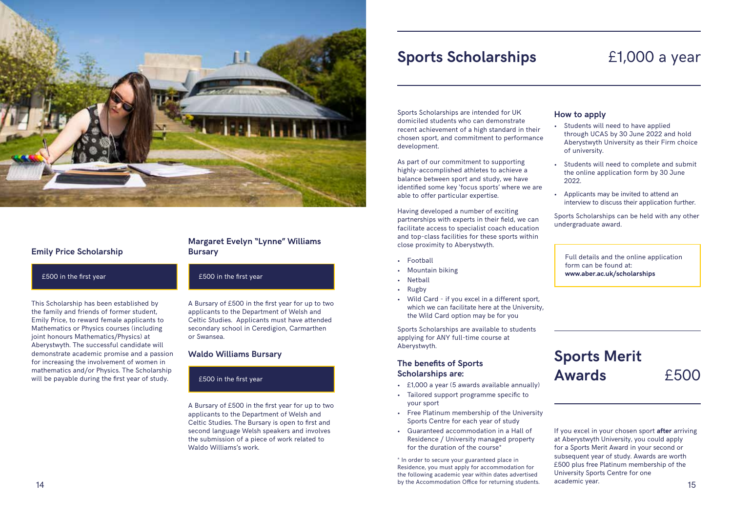## Emily Price Scholarship

£500 in the first year

This Scholarship has been established by the family and friends of former student, Emily Price, to reward female applicants to Mathematics or Physics courses (including joint honours Mathematics/Physics) at Aberystwyth. The successful candidate will demonstrate academic promise and a passion for increasing the involvement of women in mathematics and/or Physics. The Scholarship will be payable during the first year of study.

## Margaret Evelyn "Lynne" Williams Bursary

£500 in the first year

A Bursary of £500 in the first year for up to two applicants to the Department of Welsh and Celtic Studies. Applicants must have attended secondary school in Ceredigion, Carmarthen or Swansea.

## Waldo Williams Bursary

£500 in the first year

A Bursary of £500 in the first year for up to two applicants to the Department of Welsh and Celtic Studies. The Bursary is open to first and second language Welsh speakers and involves the submission of a piece of work related to Waldo Williams's work.

# Sports Scholarships £1,000 a year

Sports Scholarships are intended for UK domiciled students who can demonstrate recent achievement of a high standard in their chosen sport, and commitment to performance development.

As part of our commitment to supporting highly-accomplished athletes to achieve a balance between sport and study, we have identified some key 'focus sports' where we are able to offer particular expertise.

Having developed a number of exciting partnerships with experts in their field, we can facilitate access to specialist coach education and top-class facilities for these sports within close proximity to Aberystwyth.

- Football
- Mountain biking
- Netball
- Rugby
- Wild Card - if you excel in a different sport, which we can facilitate here at the University, the Wild Card option may be for you

Sports Scholarships are available to students applying for ANY full-time course at Aberystwyth.

### The benefits of Sports Scholarships are:

- £1,000 a year (5 awards available annually)
- Tailored support programme specific to your sport
- Free Platinum membership of the University Sports Centre for each year of study
- Guaranteed accommodation in a Hall of Residence / University managed property for the duration of the course*

* In order to secure your guaranteed place in Residence, you must apply for accommodation for the following academic year within dates advertised by the Accommodation Office for returning students.

### How to apply

- Students will need to have applied through UCAS by 30 June 2022 and hold Aberystwyth University as their Firm choice of university.
- Students will need to complete and submit the online application form by 30 June 2022.
- Applicants may be invited to attend an interview to discuss their application further.

Sports Scholarships can be held with any other undergraduate award.

Full details and the online application form can be found at:
**www.aber.ac.uk/scholarships**

# Sports Merit Awards £500

If you excel in your chosen sport **after** arriving at Aberystwyth University, you could apply for a Sports Merit Award in your second or subsequent year of study. Awards are worth £500 plus free Platinum membership of the University Sports Centre for one academic year.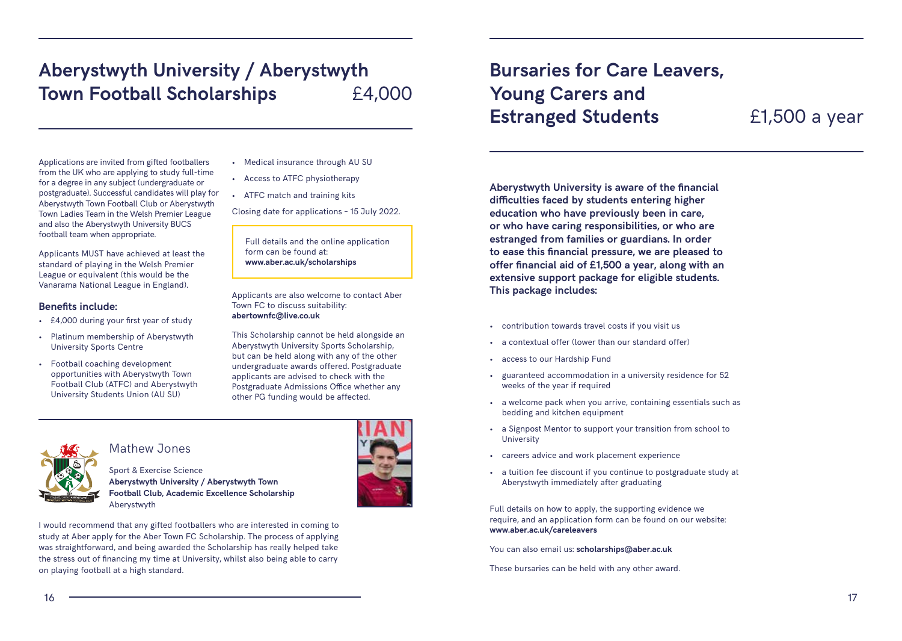# Aberystwyth University / Aberystwyth Town Football Scholarships £4,000

Applications are invited from gifted footballers from the UK who are applying to study full-time for a degree in any subject (undergraduate or postgraduate). Successful candidates will play for Aberystwyth Town Football Club or Aberystwyth Town Ladies Team in the Welsh Premier League and also the Aberystwyth University BUCS football team when appropriate.

Applicants MUST have achieved at least the standard of playing in the Welsh Premier League or equivalent (this would be the Vanarama National League in England).

### Benefits include:

- £4,000 during your first year of study
- Platinum membership of Aberystwyth University Sports Centre
- Football coaching development opportunities with Aberystwyth Town Football Club (ATFC) and Aberystwyth University Students Union (AU SU)
- Medical insurance through AU SU
- Access to ATFC physiotherapy
- ATFC match and training kits

Closing date for applications - 15 July 2022.

Full details and the online application form can be found at:
**www.aber.ac.uk/scholarships**

Applicants are also welcome to contact Aber Town FC to discuss suitability:
**abertownfc@live.co.uk**

This Scholarship cannot be held alongside an Aberystwyth University Sports Scholarship, but can be held along with any of the other undergraduate awards offered. Postgraduate applicants are advised to check with the Postgraduate Admissions Office whether any other PG funding would be affected.

Mathew Jones

Sport & Exercise Science
**Aberystwyth University / Aberystwyth Town Football Club, Academic Excellence Scholarship**
Aberystwyth

I would recommend that any gifted footballers who are interested in coming to study at Aber apply for the Aber Town FC Scholarship. The process of applying was straightforward, and being awarded the Scholarship has really helped take the stress out of financing my time at University, whilst also being able to carry on playing football at a high standard.

# Bursaries for Care Leavers, Young Carers and Estranged Students £1,500 a year

**Aberystwyth University is aware of the financial difficulties faced by students entering higher education who have previously been in care, or who have caring responsibilities, or who are estranged from families or guardians. In order to ease this financial pressure, we are pleased to offer financial aid of £1,500 a year, along with an extensive support package for eligible students. This package includes:**

- contribution towards travel costs if you visit us
- a contextual offer (lower than our standard offer)
- access to our Hardship Fund
- guaranteed accommodation in a university residence for 52 weeks of the year if required
- a welcome pack when you arrive, containing essentials such as bedding and kitchen equipment
- a Signpost Mentor to support your transition from school to University
- careers advice and work placement experience
- a tuition fee discount if you continue to postgraduate study at Aberystwyth immediately after graduating

Full details on how to apply, the supporting evidence we require, and an application form can be found on our website:
**www.aber.ac.uk/careleavers**

You can also email us: **scholarships@aber.ac.uk**

These bursaries can be held with any other award.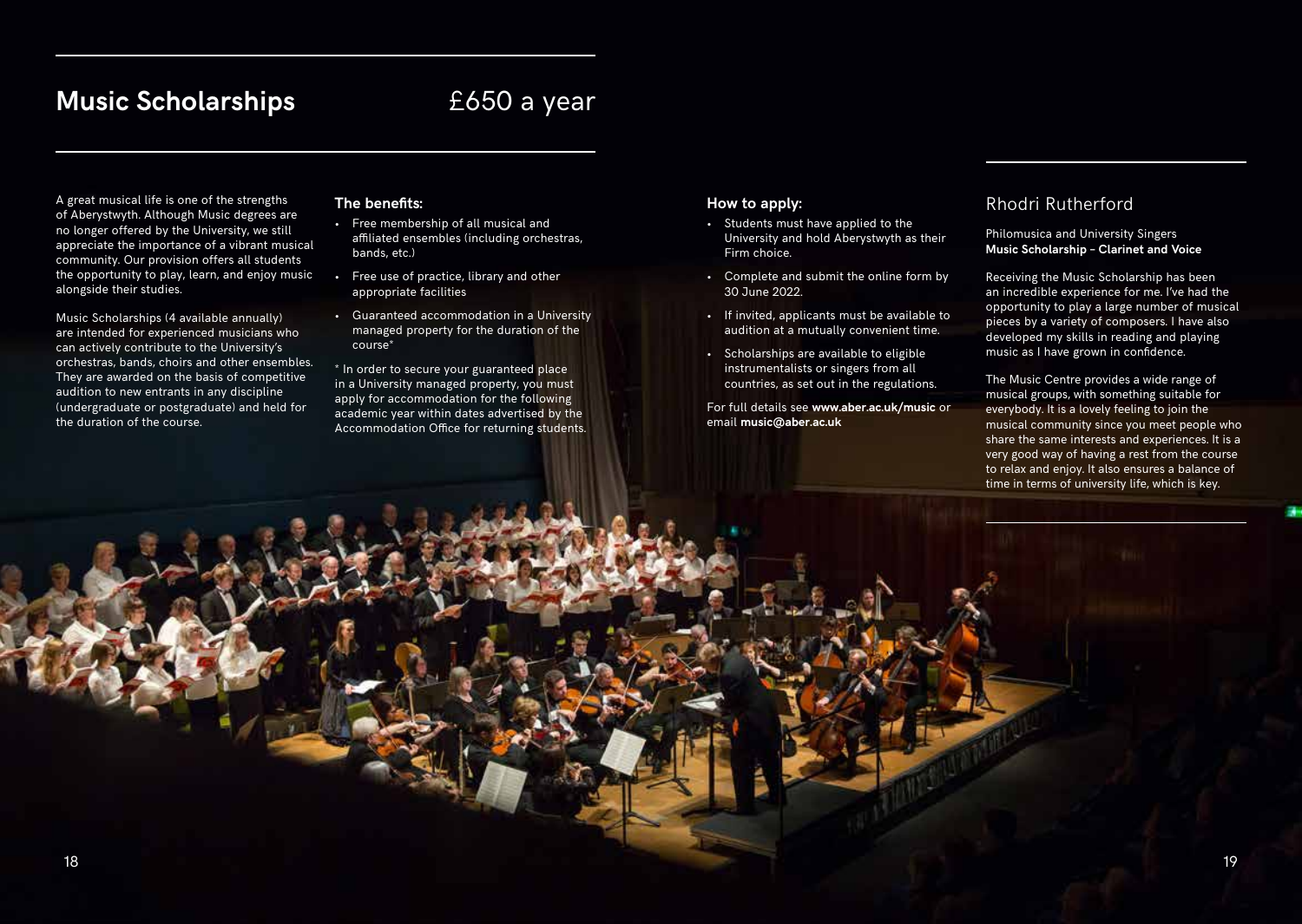# Music Scholarships

£650 a year

A great musical life is one of the strengths of Aberystwyth. Although Music degrees are no longer offered by the University, we still appreciate the importance of a vibrant musical community. Our provision offers all students the opportunity to play, learn, and enjoy music alongside their studies.

Music Scholarships (4 available annually) are intended for experienced musicians who can actively contribute to the University's orchestras, bands, choirs and other ensembles. They are awarded on the basis of competitive audition to new entrants in any discipline (undergraduate or postgraduate) and held for the duration of the course.

### The benefits:

- Free membership of all musical and affiliated ensembles (including orchestras, bands, etc.)
- Free use of practice, library and other appropriate facilities
- Guaranteed accommodation in a University managed property for the duration of the course*

* In order to secure your guaranteed place in a University managed property, you must apply for accommodation for the following academic year within dates advertised by the Accommodation Office for returning students.

### How to apply:

- Students must have applied to the University and hold Aberystwyth as their Firm choice.
- Complete and submit the online form by 30 June 2022.
- If invited, applicants must be available to audition at a mutually convenient time.
- Scholarships are available to eligible instrumentalists or singers from all countries, as set out in the regulations.

For full details see **www.aber.ac.uk/music** or email **music@aber.ac.uk**

## Rhodri Rutherford

Philomusica and University Singers
**Music Scholarship – Clarinet and Voice**

Receiving the Music Scholarship has been an incredible experience for me. I've had the opportunity to play a large number of musical pieces by a variety of composers. I have also developed my skills in reading and playing music as I have grown in confidence.

The Music Centre provides a wide range of musical groups, with something suitable for everybody. It is a lovely feeling to join the musical community since you meet people who share the same interests and experiences. It is a very good way of having a rest from the course to relax and enjoy. It also ensures a balance of time in terms of university life, which is key.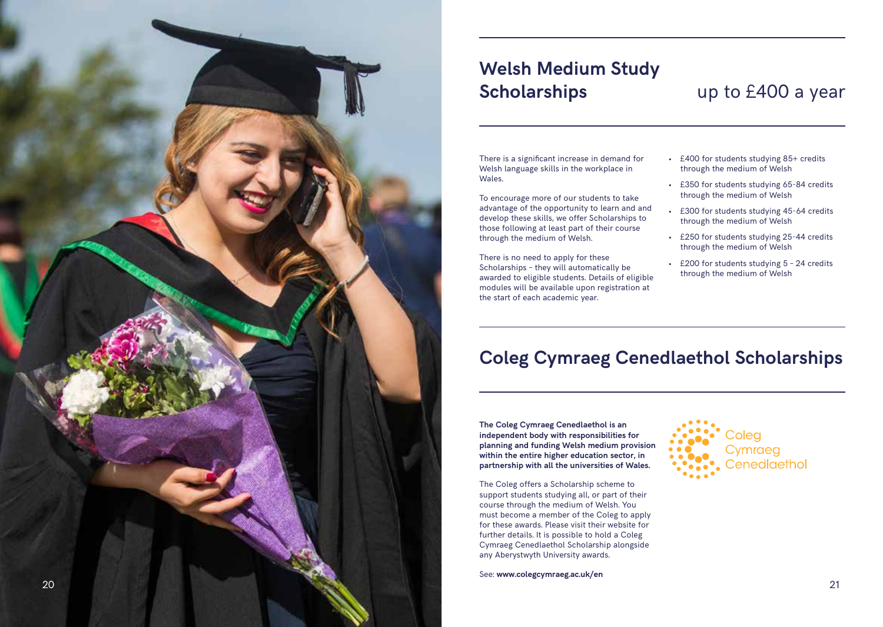## Welsh Medium Study Scholarships

up to £400 a year

There is a significant increase in demand for Welsh language skills in the workplace in Wales.

To encourage more of our students to take advantage of the opportunity to learn and develop these skills, we offer Scholarships to those following at least part of their course through the medium of Welsh.

There is no need to apply for these Scholarships – they will automatically be awarded to eligible students. Details of eligible modules will be available upon registration at the start of each academic year.

- £400 for students studying 85+ credits through the medium of Welsh
- £350 for students studying 65-84 credits through the medium of Welsh
- £300 for students studying 45-64 credits through the medium of Welsh
- £250 for students studying 25-44 credits through the medium of Welsh
- £200 for students studying 5 – 24 credits through the medium of Welsh

## Coleg Cymraeg Cenedlaethol Scholarships

**The Coleg Cymraeg Cenedlaethol is an independent body with responsibilities for planning and funding Welsh medium provision within the entire higher education sector, in partnership with all the universities of Wales.**

The Coleg offers a Scholarship scheme to support students studying all, or part of their course through the medium of Welsh. You must become a member of the Coleg to apply for these awards. Please visit their website for further details. It is possible to hold a Coleg Cymraeg Cenedlaethol Scholarship alongside any Aberystwyth University awards.

See: **www.colegcymraeg.ac.uk/en**

Coleg Cymraeg Cenedlaethol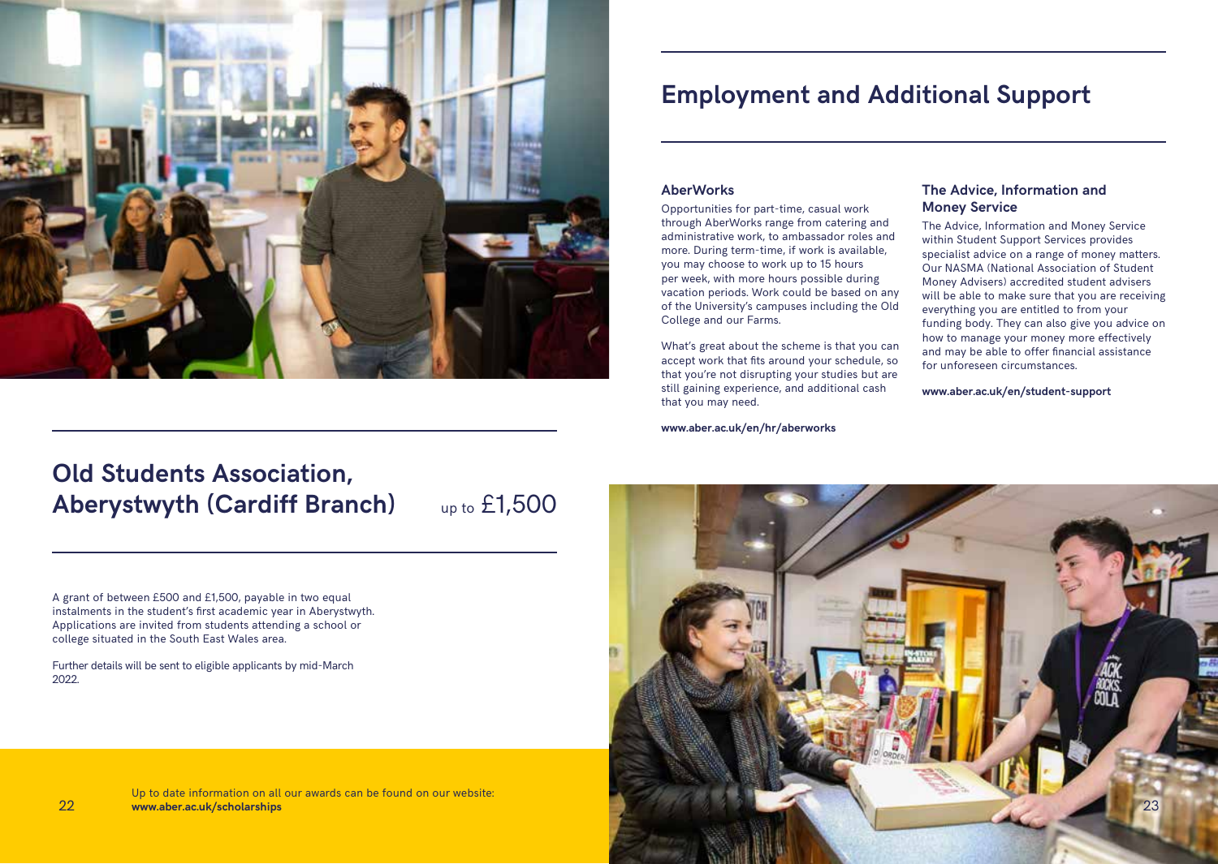## Old Students Association, Aberystwyth (Cardiff Branch)

up to £1,500

A grant of between £500 and £1,500, payable in two equal instalments in the student's first academic year in Aberystwyth. Applications are invited from students attending a school or college situated in the South East Wales area.

Further details will be sent to eligible applicants by mid-March 2022.

Up to date information on all our awards can be found on our website:
**www.aber.ac.uk/scholarships**

## Employment and Additional Support

### AberWorks

Opportunities for part-time, casual work through AberWorks range from catering and administrative work, to ambassador roles and more. During term-time, if work is available, you may choose to work up to 15 hours per week, with more hours possible during vacation periods. Work could be based on any of the University's campuses including the Old College and our Farms.

What's great about the scheme is that you can accept work that fits around your schedule, so that you're not disrupting your studies but are still gaining experience, and additional cash that you may need.

**www.aber.ac.uk/en/hr/aberworks**

### The Advice, Information and Money Service

The Advice, Information and Money Service within Student Support Services provides specialist advice on a range of money matters. Our NASMA (National Association of Student Money Advisers) accredited student advisers will be able to make sure that you are receiving everything you are entitled to from your funding body. They can also give you advice on how to manage your money more effectively and may be able to offer financial assistance for unforeseen circumstances.

**www.aber.ac.uk/en/student-support**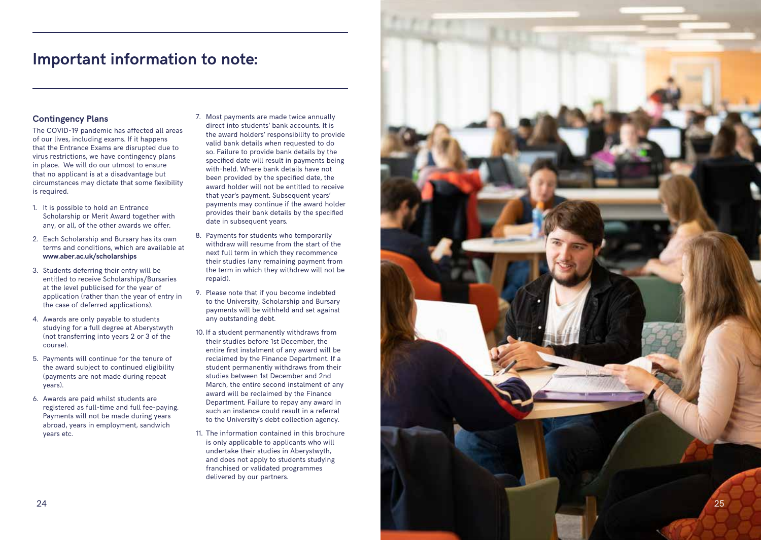# Important information to note:

## Contingency Plans

The COVID-19 pandemic has affected all areas of our lives, including exams. If it happens that the Entrance Exams are disrupted due to virus restrictions, we have contingency plans in place. We will do our utmost to ensure that no applicant is at a disadvantage but circumstances may dictate that some flexibility is required.

1. It is possible to hold an Entrance Scholarship or Merit Award together with any, or all, of the other awards we offer.
2. Each Scholarship and Bursary has its own terms and conditions, which are available at **www.aber.ac.uk/scholarships**
3. Students deferring their entry will be entitled to receive Scholarships/Bursaries at the level publicised for the year of application (rather than the year of entry in the case of deferred applications).
4. Awards are only payable to students studying for a full degree at Aberystwyth (not transferring into years 2 or 3 of the course).
5. Payments will continue for the tenure of the award subject to continued eligibility (payments are not made during repeat years).
6. Awards are paid whilst students are registered as full-time and full fee-paying. Payments will not be made during years abroad, years in employment, sandwich years etc.
7. Most payments are made twice annually direct into students' bank accounts. It is the award holders' responsibility to provide valid bank details when requested to do so. Failure to provide bank details by the specified date will result in payments being with-held. Where bank details have not been provided by the specified date, the award holder will not be entitled to receive that year's payment. Subsequent years' payments may continue if the award holder provides their bank details by the specified date in subsequent years.
8. Payments for students who temporarily withdraw will resume from the start of the next full term in which they recommence their studies (any remaining payment from the term in which they withdrew will not be repaid).
9. Please note that if you become indebted to the University, Scholarship and Bursary payments will be withheld and set against any outstanding debt.
10. If a student permanently withdraws from their studies before 1st December, the entire first instalment of any award will be reclaimed by the Finance Department. If a student permanently withdraws from their studies between 1st December and 2nd March, the entire second instalment of any award will be reclaimed by the Finance Department. Failure to repay any award in such an instance could result in a referral to the University's debt collection agency.
11. The information contained in this brochure is only applicable to applicants who will undertake their studies in Aberystwyth, and does not apply to students studying franchised or validated programmes delivered by our partners.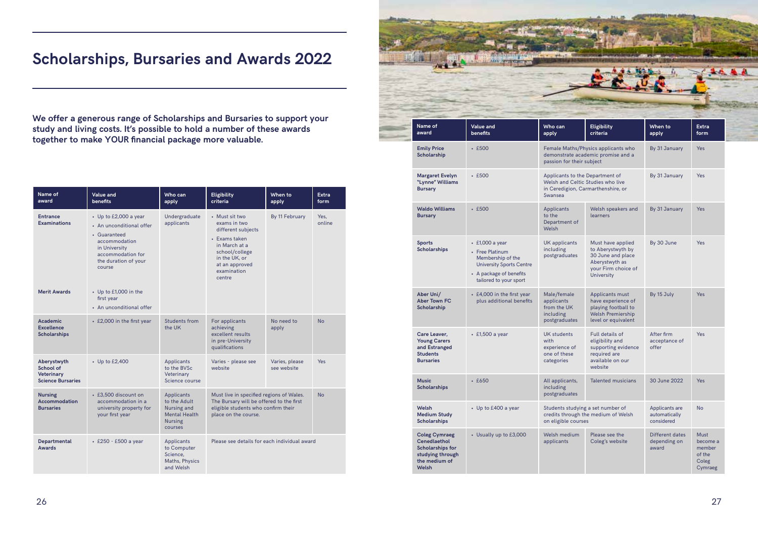# Scholarships, Bursaries and Awards 2022

**We offer a generous range of Scholarships and Bursaries to support your study and living costs. It's possible to hold a number of these awards together to make YOUR financial package more valuable.**

| Name of award | Value and benefits | Who can apply | Eligibility criteria | When to apply | Extra form |
|---|---|---|---|---|---|
| **Entrance Examinations** | • Up to £2,000 a year<br>• An unconditional offer<br>• Guaranteed accommodation in University accommodation for the duration of your course | Undergraduate applicants | • Must sit two exams in two different subjects<br>• Exams taken in March at a school/college in the UK, or at an approved examination centre | By 11 February | Yes, online |
| **Merit Awards** | • Up to £1,000 in the first year<br>• An unconditional offer | | | | |
| **Academic Excellence Scholarships** | • £2,000 in the first year | Students from the UK | For applicants achieving excellent results in pre-University qualifications | No need to apply | No |
| **Aberystwyth School of Veterinary Science Bursaries** | • Up to £2,400 | Applicants to the BVSc Veterinary Science course | Varies - please see website | Varies, please see website | Yes |
| **Nursing Accommodation Bursaries** | • £3,500 discount on accommodation in a university property for your first year | Applicants to the Adult Nursing and Mental Health Nursing courses | Must live in specified regions of Wales. The Bursary will be offered to the first eligible students who confirm their place on the course. | | No |
| **Departmental Awards** | • £250 - £500 a year | Applicants to Computer Science, Maths, Physics and Welsh | Please see details for each individual award | | |

| Name of award | Value and benefits | Who can apply | Eligibility criteria | When to apply | Extra form |
|---|---|---|---|---|---|
| **Emily Price Scholarship** | • £500 | Female Maths/Physics applicants who demonstrate academic promise and a passion for their subject | | By 31 January | Yes |
| **Margaret Evelyn "Lynne" Williams Bursary** | • £500 | Applicants to the Department of Welsh and Celtic Studies who live in Ceredigion, Carmarthenshire, or Swansea | | By 31 January | Yes |
| **Waldo Williams Bursary** | • £500 | Applicants to the Department of Welsh | Welsh speakers and learners | By 31 January | Yes |
| **Sports Scholarships** | • £1,000 a year<br>• Free Platinum Membership of the University Sports Centre<br>• A package of benefits tailored to your sport | UK applicants including postgraduates | Must have applied to Aberystwyth by 30 June and place Aberystwyth as your Firm choice of University | By 30 June | Yes |
| **Aber Uni/ Aber Town FC Scholarship** | • £4,000 in the first year plus additional benefits | Male/female applicants from the UK including postgraduates | Applicants must have experience of playing football to Welsh Premiership level or equivalent | By 15 July | Yes |
| **Care Leaver, Young Carers and Estranged Students Bursaries** | • £1,500 a year | UK students with experience of one of these categories | Full details of eligibility and supporting evidence required are available on our website | After firm acceptance of offer | Yes |
| **Music Scholarships** | • £650 | All applicants, including postgraduates | Talented musicians | 30 June 2022 | Yes |
| **Welsh Medium Study Scholarships** | • Up to £400 a year | Students studying a set number of credits through the medium of Welsh on eligible courses | | Applicants are automatically considered | No |
| **Coleg Cymraeg Cenedlaethol Scholarships for studying through the medium of Welsh** | • Usually up to £3,000 | Welsh medium applicants | Please see the Coleg's website | Different dates depending on award | Must become a member of the Coleg Cymraeg |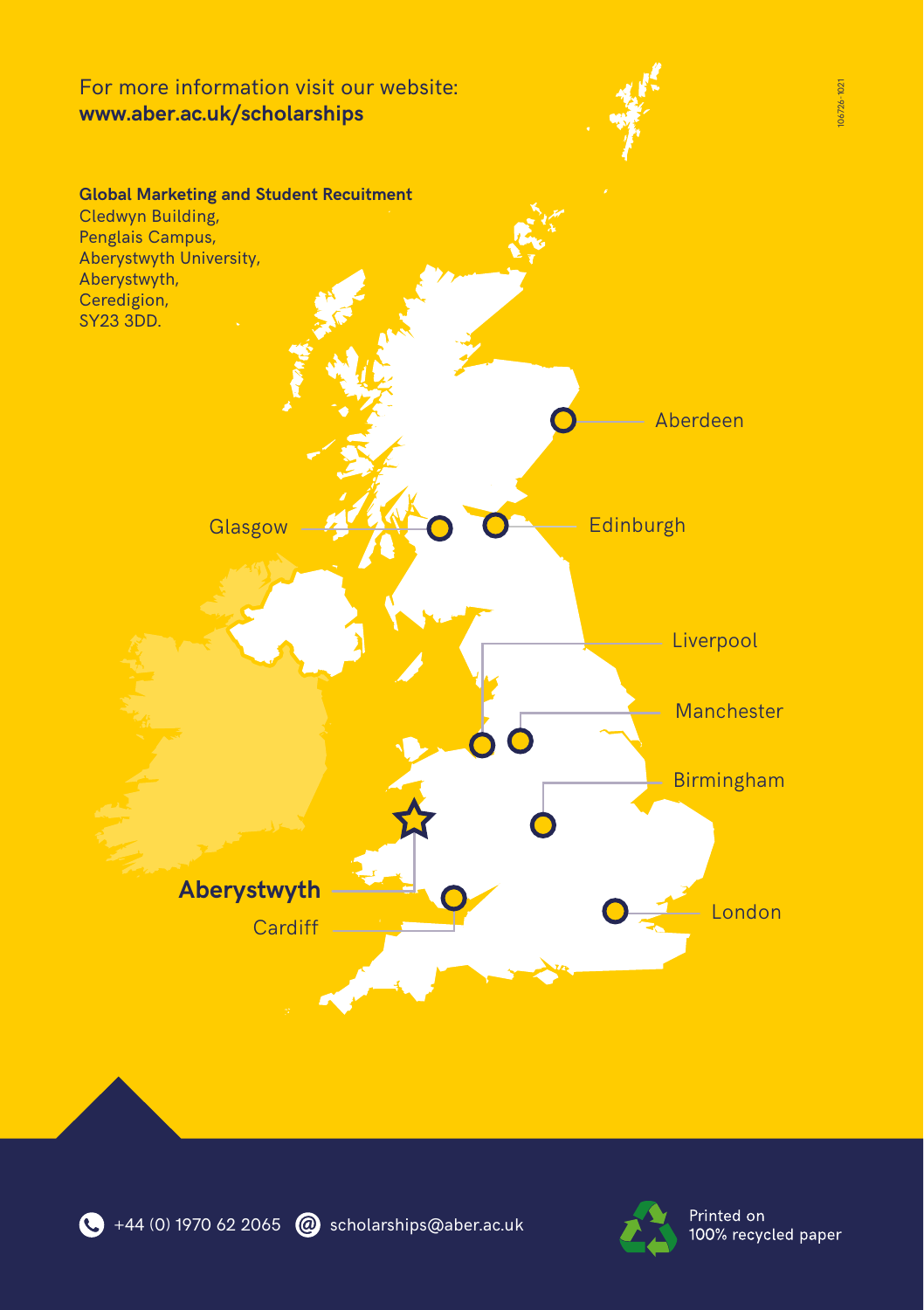For more information visit our website:
**www.aber.ac.uk/scholarships**

**Global Marketing and Student Recuitment**
Cledwyn Building,
Penglais Campus,
Aberystwyth University,
Aberystwyth,
Ceredigion,
SY23 3DD.

Aberdeen
Glasgow
Edinburgh
Liverpool
Manchester
Birmingham
**Aberystwyth**
Cardiff
London

+44 (0) 1970 62 2065 scholarships@aber.ac.uk

Printed on 100% recycled paper